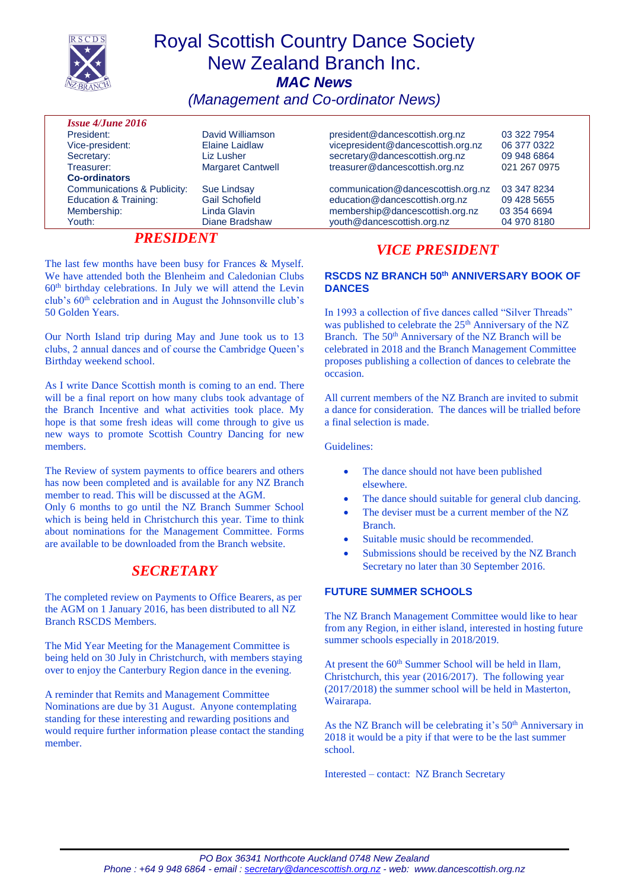# Royal Scottish Country Dance Society New Zealand Branch Inc.

## *MAC News*

## *(Management and Co-ordinator News)*

| *Issue 4/June 2016* | | | |
|---|---|---|---|
| President: | David Williamson | president@dancescottish.org.nz | 03 322 7954 |
| Vice-president: | Elaine Laidlaw | vicepresident@dancescottish.org.nz | 06 377 0322 |
| Secretary: | Liz Lusher | secretary@dancescottish.org.nz | 09 948 6864 |
| Treasurer: | Margaret Cantwell | treasurer@dancescottish.org.nz | 021 267 0975 |
| **Co-ordinators** | | | |
| Communications & Publicity: | Sue Lindsay | communication@dancescottish.org.nz | 03 347 8234 |
| Education & Training: | Gail Schofield | education@dancescottish.org.nz | 09 428 5655 |
| Membership: | Linda Glavin | membership@dancescottish.org.nz | 03 354 6694 |
| Youth: | Diane Bradshaw | youth@dancescottish.org.nz | 04 970 8180 |

## *PRESIDENT*

The last few months have been busy for Frances & Myself. We have attended both the Blenheim and Caledonian Clubs 60th birthday celebrations. In July we will attend the Levin club's 60th celebration and in August the Johnsonville club's 50 Golden Years.

Our North Island trip during May and June took us to 13 clubs, 2 annual dances and of course the Cambridge Queen's Birthday weekend school.

As I write Dance Scottish month is coming to an end. There will be a final report on how many clubs took advantage of the Branch Incentive and what activities took place. My hope is that some fresh ideas will come through to give us new ways to promote Scottish Country Dancing for new members.

The Review of system payments to office bearers and others has now been completed and is available for any NZ Branch member to read. This will be discussed at the AGM.
Only 6 months to go until the NZ Branch Summer School which is being held in Christchurch this year. Time to think about nominations for the Management Committee. Forms are available to be downloaded from the Branch website.

## *SECRETARY*

The completed review on Payments to Office Bearers, as per the AGM on 1 January 2016, has been distributed to all NZ Branch RSCDS Members.

The Mid Year Meeting for the Management Committee is being held on 30 July in Christchurch, with members staying over to enjoy the Canterbury Region dance in the evening.

A reminder that Remits and Management Committee Nominations are due by 31 August. Anyone contemplating standing for these interesting and rewarding positions and would require further information please contact the standing member.

## *VICE PRESIDENT*

### RSCDS NZ BRANCH 50th ANNIVERSARY BOOK OF DANCES

In 1993 a collection of five dances called "Silver Threads" was published to celebrate the 25th Anniversary of the NZ Branch. The 50th Anniversary of the NZ Branch will be celebrated in 2018 and the Branch Management Committee proposes publishing a collection of dances to celebrate the occasion.

All current members of the NZ Branch are invited to submit a dance for consideration. The dances will be trialled before a final selection is made.

Guidelines:

- The dance should not have been published elsewhere.
- The dance should suitable for general club dancing.
- The deviser must be a current member of the NZ Branch.
- Suitable music should be recommended.
- Submissions should be received by the NZ Branch Secretary no later than 30 September 2016.

### FUTURE SUMMER SCHOOLS

The NZ Branch Management Committee would like to hear from any Region, in either island, interested in hosting future summer schools especially in 2018/2019.

At present the 60th Summer School will be held in Ilam, Christchurch, this year (2016/2017). The following year (2017/2018) the summer school will be held in Masterton, Wairarapa.

As the NZ Branch will be celebrating it's 50th Anniversary in 2018 it would be a pity if that were to be the last summer school.

Interested – contact: NZ Branch Secretary

*PO Box 36341 Northcote Auckland 0748 New Zealand*
*Phone : +64 9 948 6864 - email : secretary@dancescottish.org.nz - web: www.dancescottish.org.nz*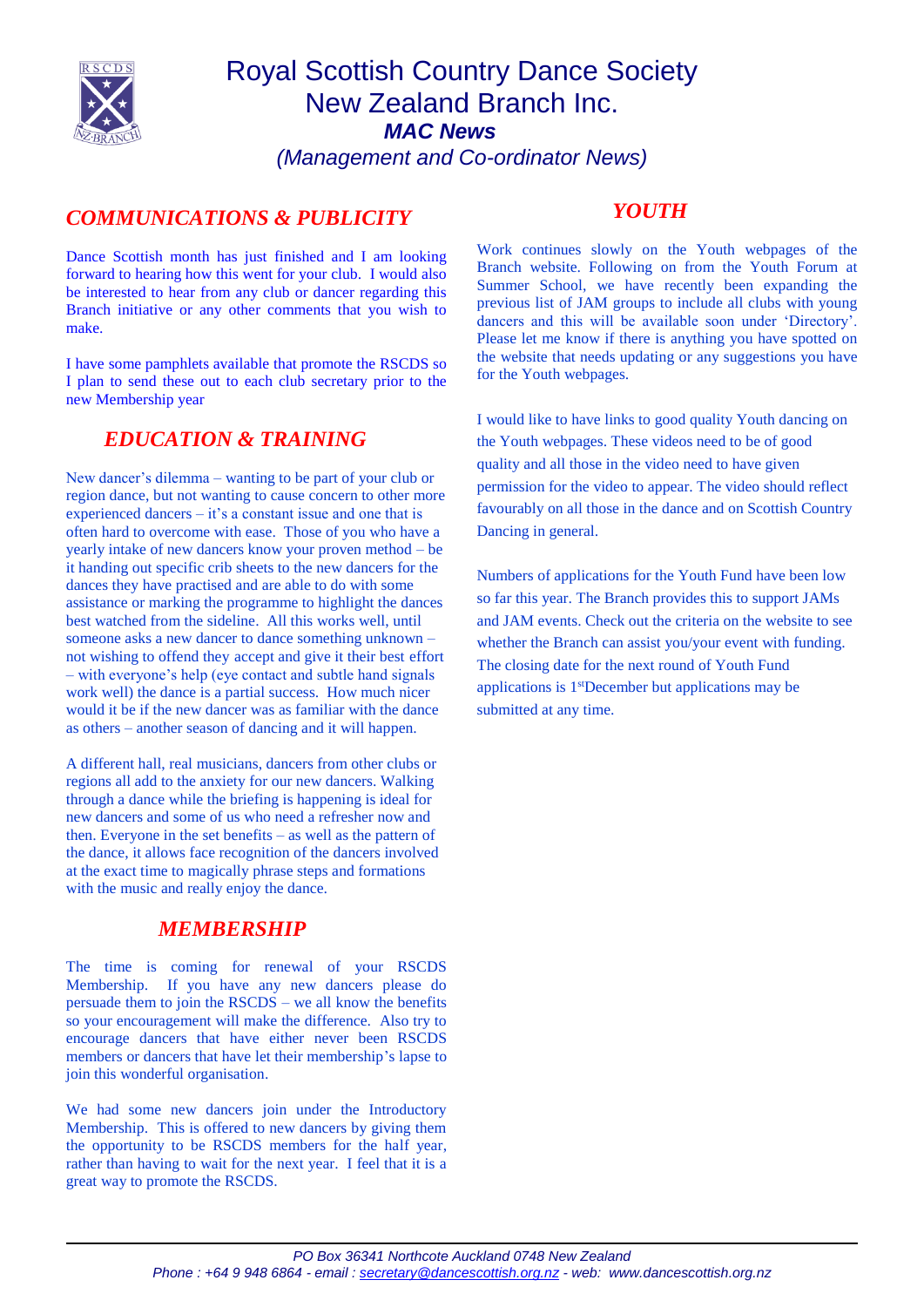# Royal Scottish Country Dance Society New Zealand Branch Inc.

***MAC News***

*(Management and Co-ordinator News)*

## *COMMUNICATIONS & PUBLICITY*

Dance Scottish month has just finished and I am looking forward to hearing how this went for your club. I would also be interested to hear from any club or dancer regarding this Branch initiative or any other comments that you wish to make.

I have some pamphlets available that promote the RSCDS so I plan to send these out to each club secretary prior to the new Membership year

## *EDUCATION & TRAINING*

New dancer's dilemma – wanting to be part of your club or region dance, but not wanting to cause concern to other more experienced dancers – it's a constant issue and one that is often hard to overcome with ease. Those of you who have a yearly intake of new dancers know your proven method – be it handing out specific crib sheets to the new dancers for the dances they have practised and are able to do with some assistance or marking the programme to highlight the dances best watched from the sideline. All this works well, until someone asks a new dancer to dance something unknown – not wishing to offend they accept and give it their best effort – with everyone's help (eye contact and subtle hand signals work well) the dance is a partial success. How much nicer would it be if the new dancer was as familiar with the dance as others – another season of dancing and it will happen.

A different hall, real musicians, dancers from other clubs or regions all add to the anxiety for our new dancers. Walking through a dance while the briefing is happening is ideal for new dancers and some of us who need a refresher now and then. Everyone in the set benefits – as well as the pattern of the dance, it allows face recognition of the dancers involved at the exact time to magically phrase steps and formations with the music and really enjoy the dance.

## *MEMBERSHIP*

The time is coming for renewal of your RSCDS Membership. If you have any new dancers please do persuade them to join the RSCDS – we all know the benefits so your encouragement will make the difference. Also try to encourage dancers that have either never been RSCDS members or dancers that have let their membership's lapse to join this wonderful organisation.

We had some new dancers join under the Introductory Membership. This is offered to new dancers by giving them the opportunity to be RSCDS members for the half year, rather than having to wait for the next year. I feel that it is a great way to promote the RSCDS.

## *YOUTH*

Work continues slowly on the Youth webpages of the Branch website. Following on from the Youth Forum at Summer School, we have recently been expanding the previous list of JAM groups to include all clubs with young dancers and this will be available soon under 'Directory'. Please let me know if there is anything you have spotted on the website that needs updating or any suggestions you have for the Youth webpages.

I would like to have links to good quality Youth dancing on the Youth webpages. These videos need to be of good quality and all those in the video need to have given permission for the video to appear. The video should reflect favourably on all those in the dance and on Scottish Country Dancing in general.

Numbers of applications for the Youth Fund have been low so far this year. The Branch provides this to support JAMs and JAM events. Check out the criteria on the website to see whether the Branch can assist you/your event with funding. The closing date for the next round of Youth Fund applications is 1st December but applications may be submitted at any time.

---

*PO Box 36341 Northcote Auckland 0748 New Zealand*

*Phone : +64 9 948 6864 - email : secretary@dancescottish.org.nz - web: www.dancescottish.org.nz*